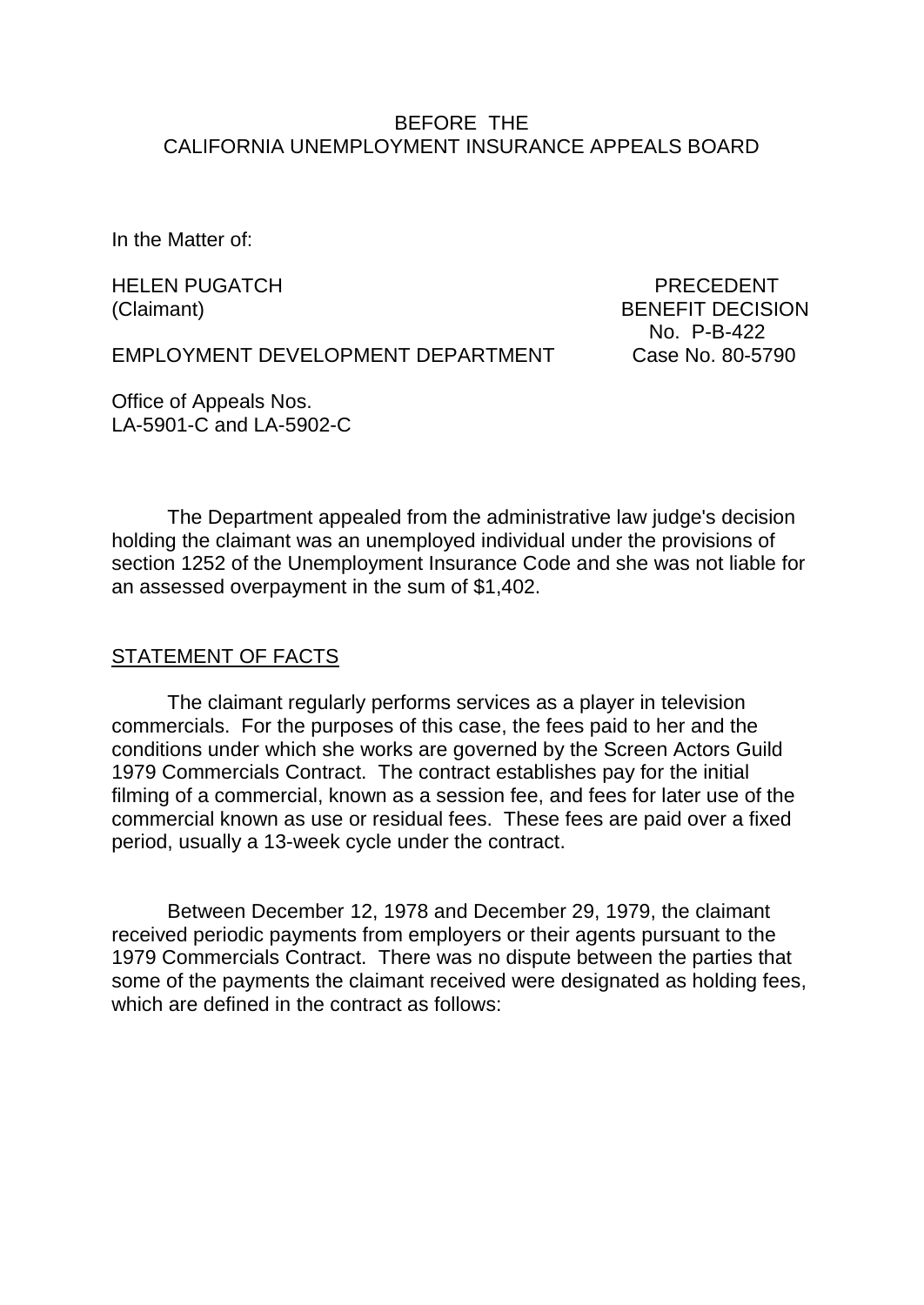BEFORE THE
CALIFORNIA UNEMPLOYMENT INSURANCE APPEALS BOARD

In the Matter of:

HELEN PUGATCH
(Claimant)

EMPLOYMENT DEVELOPMENT DEPARTMENT

PRECEDENT
BENEFIT DECISION
No. P-B-422
Case No. 80-5790

Office of Appeals Nos.
LA-5901-C and LA-5902-C

The Department appealed from the administrative law judge's decision holding the claimant was an unemployed individual under the provisions of section 1252 of the Unemployment Insurance Code and she was not liable for an assessed overpayment in the sum of $1,402.

## STATEMENT OF FACTS

The claimant regularly performs services as a player in television commercials. For the purposes of this case, the fees paid to her and the conditions under which she works are governed by the Screen Actors Guild 1979 Commercials Contract. The contract establishes pay for the initial filming of a commercial, known as a session fee, and fees for later use of the commercial known as use or residual fees. These fees are paid over a fixed period, usually a 13-week cycle under the contract.

Between December 12, 1978 and December 29, 1979, the claimant received periodic payments from employers or their agents pursuant to the 1979 Commercials Contract. There was no dispute between the parties that some of the payments the claimant received were designated as holding fees, which are defined in the contract as follows: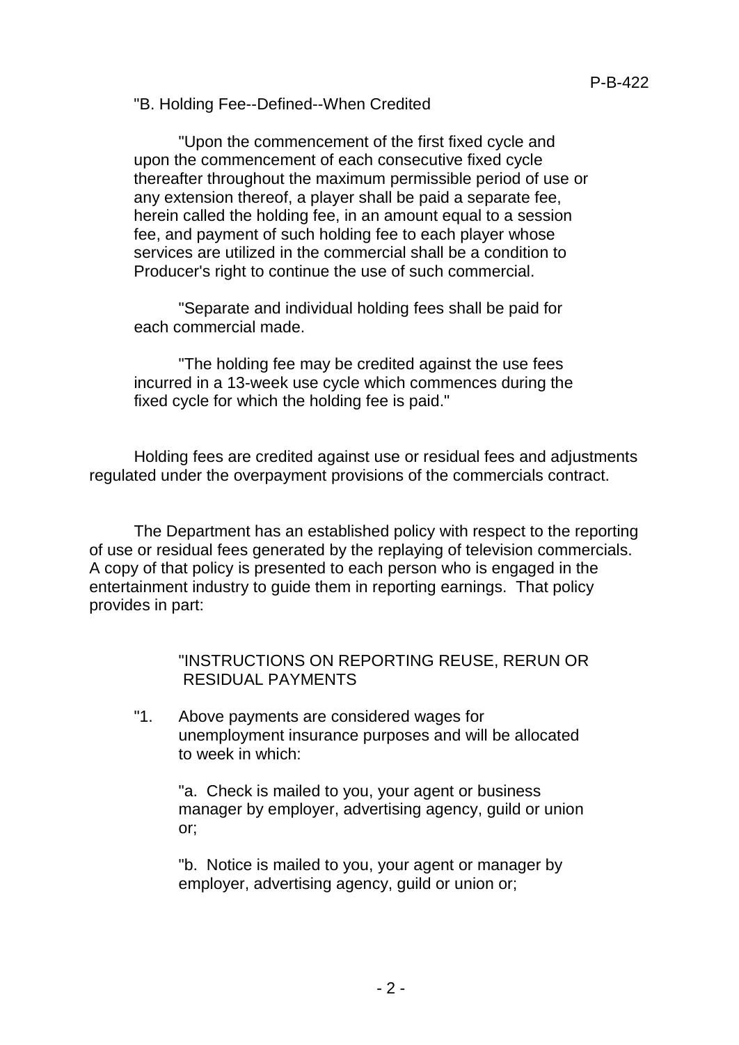"B. Holding Fee--Defined--When Credited

"Upon the commencement of the first fixed cycle and upon the commencement of each consecutive fixed cycle thereafter throughout the maximum permissible period of use or any extension thereof, a player shall be paid a separate fee, herein called the holding fee, in an amount equal to a session fee, and payment of such holding fee to each player whose services are utilized in the commercial shall be a condition to Producer's right to continue the use of such commercial.

"Separate and individual holding fees shall be paid for each commercial made.

"The holding fee may be credited against the use fees incurred in a 13-week use cycle which commences during the fixed cycle for which the holding fee is paid."

Holding fees are credited against use or residual fees and adjustments regulated under the overpayment provisions of the commercials contract.

The Department has an established policy with respect to the reporting of use or residual fees generated by the replaying of television commercials. A copy of that policy is presented to each person who is engaged in the entertainment industry to guide them in reporting earnings. That policy provides in part:

"INSTRUCTIONS ON REPORTING REUSE, RERUN OR RESIDUAL PAYMENTS

"1. Above payments are considered wages for unemployment insurance purposes and will be allocated to week in which:

"a. Check is mailed to you, your agent or business manager by employer, advertising agency, guild or union or;

"b. Notice is mailed to you, your agent or manager by employer, advertising agency, guild or union or;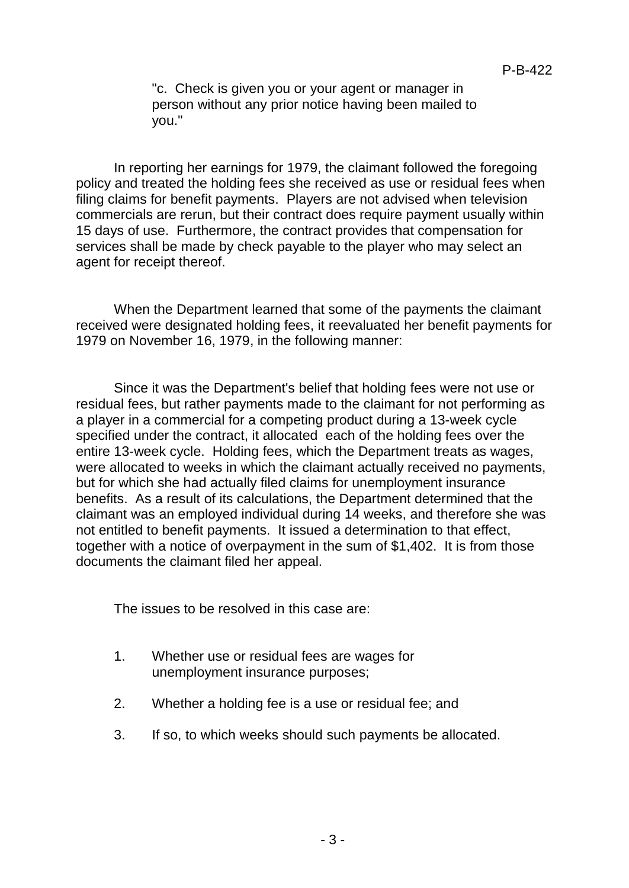"c. Check is given you or your agent or manager in person without any prior notice having been mailed to you."

In reporting her earnings for 1979, the claimant followed the foregoing policy and treated the holding fees she received as use or residual fees when filing claims for benefit payments. Players are not advised when television commercials are rerun, but their contract does require payment usually within 15 days of use. Furthermore, the contract provides that compensation for services shall be made by check payable to the player who may select an agent for receipt thereof.

When the Department learned that some of the payments the claimant received were designated holding fees, it reevaluated her benefit payments for 1979 on November 16, 1979, in the following manner:

Since it was the Department's belief that holding fees were not use or residual fees, but rather payments made to the claimant for not performing as a player in a commercial for a competing product during a 13-week cycle specified under the contract, it allocated each of the holding fees over the entire 13-week cycle. Holding fees, which the Department treats as wages, were allocated to weeks in which the claimant actually received no payments, but for which she had actually filed claims for unemployment insurance benefits. As a result of its calculations, the Department determined that the claimant was an employed individual during 14 weeks, and therefore she was not entitled to benefit payments. It issued a determination to that effect, together with a notice of overpayment in the sum of $1,402. It is from those documents the claimant filed her appeal.

The issues to be resolved in this case are:

1. Whether use or residual fees are wages for unemployment insurance purposes;
2. Whether a holding fee is a use or residual fee; and
3. If so, to which weeks should such payments be allocated.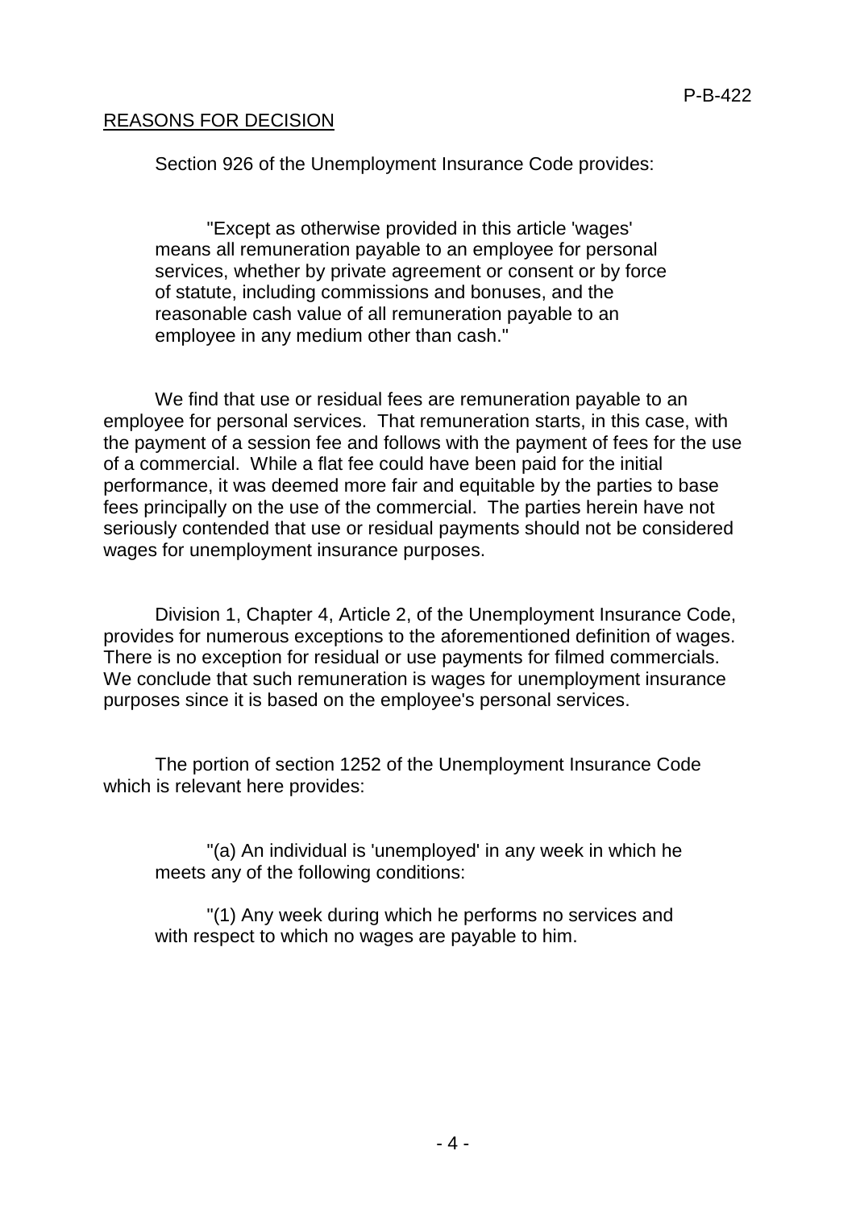## REASONS FOR DECISION

Section 926 of the Unemployment Insurance Code provides:

> "Except as otherwise provided in this article 'wages' means all remuneration payable to an employee for personal services, whether by private agreement or consent or by force of statute, including commissions and bonuses, and the reasonable cash value of all remuneration payable to an employee in any medium other than cash."

We find that use or residual fees are remuneration payable to an employee for personal services. That remuneration starts, in this case, with the payment of a session fee and follows with the payment of fees for the use of a commercial. While a flat fee could have been paid for the initial performance, it was deemed more fair and equitable by the parties to base fees principally on the use of the commercial. The parties herein have not seriously contended that use or residual payments should not be considered wages for unemployment insurance purposes.

Division 1, Chapter 4, Article 2, of the Unemployment Insurance Code, provides for numerous exceptions to the aforementioned definition of wages. There is no exception for residual or use payments for filmed commercials. We conclude that such remuneration is wages for unemployment insurance purposes since it is based on the employee's personal services.

The portion of section 1252 of the Unemployment Insurance Code which is relevant here provides:

> "(a) An individual is 'unemployed' in any week in which he meets any of the following conditions:
>
> "(1) Any week during which he performs no services and with respect to which no wages are payable to him.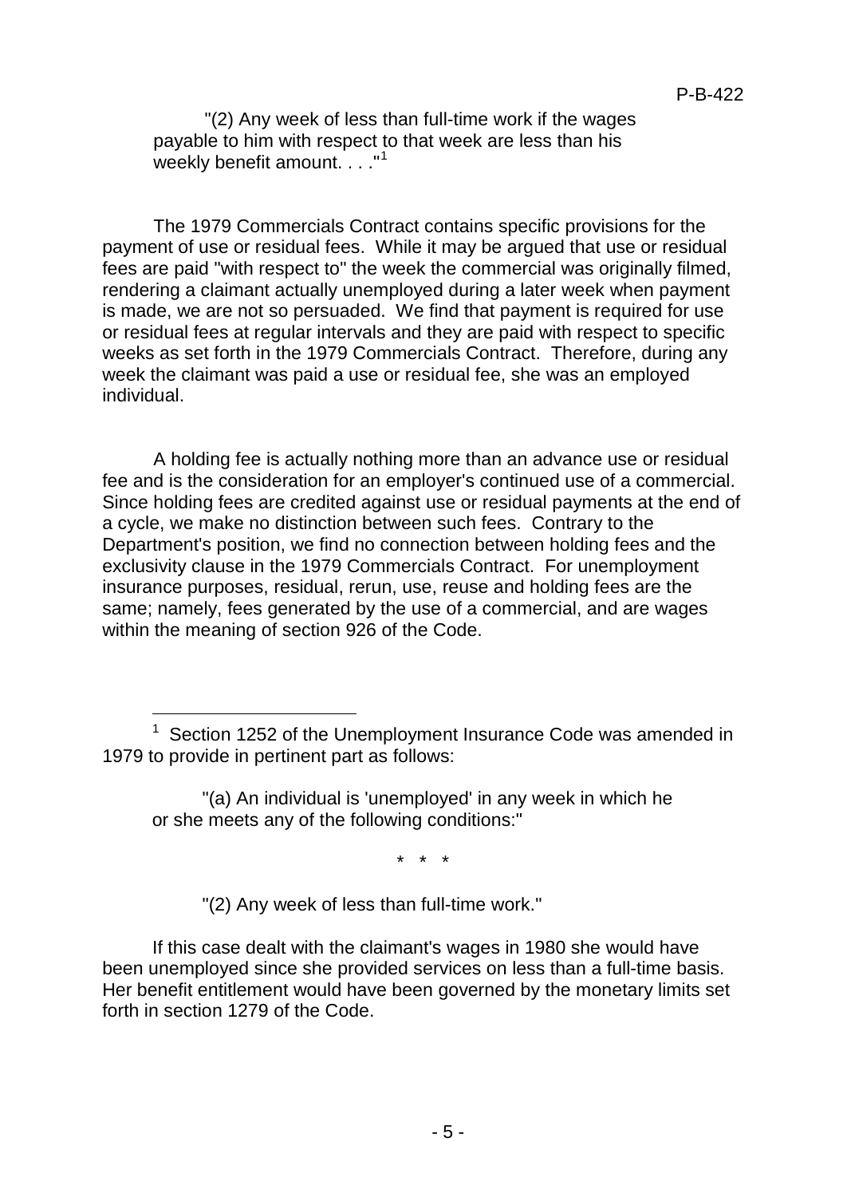"(2) Any week of less than full-time work if the wages payable to him with respect to that week are less than his weekly benefit amount. . . ."[1]

The 1979 Commercials Contract contains specific provisions for the payment of use or residual fees. While it may be argued that use or residual fees are paid "with respect to" the week the commercial was originally filmed, rendering a claimant actually unemployed during a later week when payment is made, we are not so persuaded. We find that payment is required for use or residual fees at regular intervals and they are paid with respect to specific weeks as set forth in the 1979 Commercials Contract. Therefore, during any week the claimant was paid a use or residual fee, she was an employed individual.

A holding fee is actually nothing more than an advance use or residual fee and is the consideration for an employer's continued use of a commercial. Since holding fees are credited against use or residual payments at the end of a cycle, we make no distinction between such fees. Contrary to the Department's position, we find no connection between holding fees and the exclusivity clause in the 1979 Commercials Contract. For unemployment insurance purposes, residual, rerun, use, reuse and holding fees are the same; namely, fees generated by the use of a commercial, and are wages within the meaning of section 926 of the Code.

---

[1] Section 1252 of the Unemployment Insurance Code was amended in 1979 to provide in pertinent part as follows:

"(a) An individual is 'unemployed' in any week in which he or she meets any of the following conditions:"

\* \* \*

"(2) Any week of less than full-time work."

If this case dealt with the claimant's wages in 1980 she would have been unemployed since she provided services on less than a full-time basis. Her benefit entitlement would have been governed by the monetary limits set forth in section 1279 of the Code.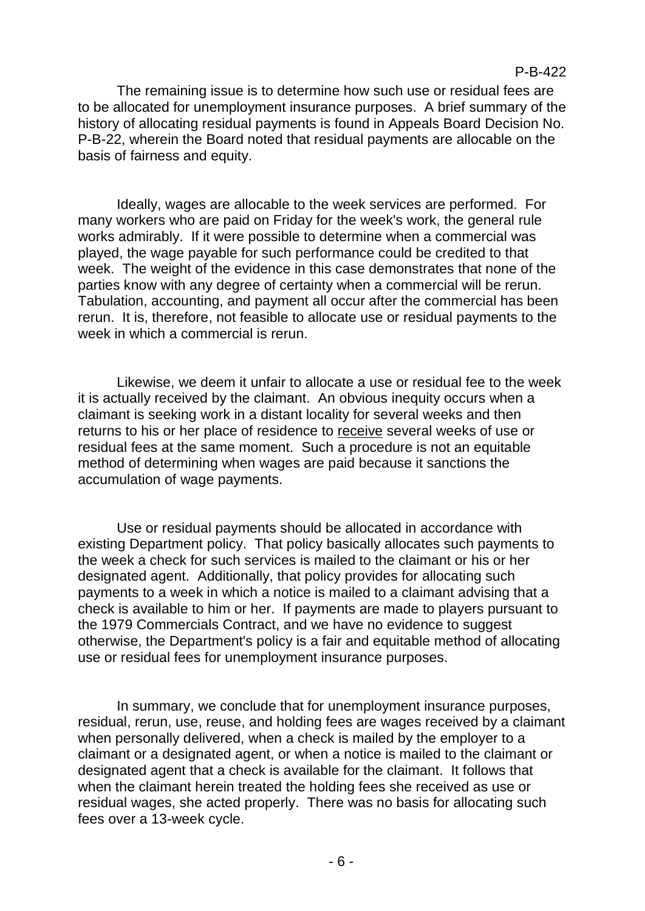The remaining issue is to determine how such use or residual fees are to be allocated for unemployment insurance purposes. A brief summary of the history of allocating residual payments is found in Appeals Board Decision No. P-B-22, wherein the Board noted that residual payments are allocable on the basis of fairness and equity.

Ideally, wages are allocable to the week services are performed. For many workers who are paid on Friday for the week's work, the general rule works admirably. If it were possible to determine when a commercial was played, the wage payable for such performance could be credited to that week. The weight of the evidence in this case demonstrates that none of the parties know with any degree of certainty when a commercial will be rerun. Tabulation, accounting, and payment all occur after the commercial has been rerun. It is, therefore, not feasible to allocate use or residual payments to the week in which a commercial is rerun.

Likewise, we deem it unfair to allocate a use or residual fee to the week it is actually received by the claimant. An obvious inequity occurs when a claimant is seeking work in a distant locality for several weeks and then returns to his or her place of residence to <u>receive</u> several weeks of use or residual fees at the same moment. Such a procedure is not an equitable method of determining when wages are paid because it sanctions the accumulation of wage payments.

Use or residual payments should be allocated in accordance with existing Department policy. That policy basically allocates such payments to the week a check for such services is mailed to the claimant or his or her designated agent. Additionally, that policy provides for allocating such payments to a week in which a notice is mailed to a claimant advising that a check is available to him or her. If payments are made to players pursuant to the 1979 Commercials Contract, and we have no evidence to suggest otherwise, the Department's policy is a fair and equitable method of allocating use or residual fees for unemployment insurance purposes.

In summary, we conclude that for unemployment insurance purposes, residual, rerun, use, reuse, and holding fees are wages received by a claimant when personally delivered, when a check is mailed by the employer to a claimant or a designated agent, or when a notice is mailed to the claimant or designated agent that a check is available for the claimant. It follows that when the claimant herein treated the holding fees she received as use or residual wages, she acted properly. There was no basis for allocating such fees over a 13-week cycle.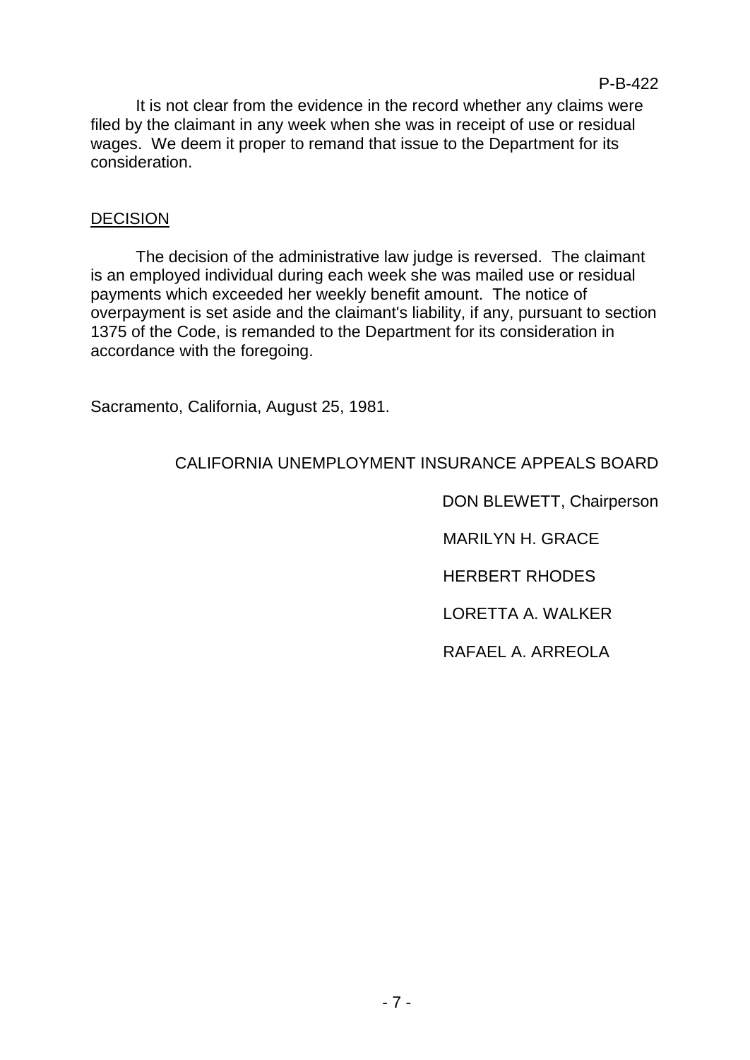It is not clear from the evidence in the record whether any claims were filed by the claimant in any week when she was in receipt of use or residual wages. We deem it proper to remand that issue to the Department for its consideration.

## DECISION

The decision of the administrative law judge is reversed. The claimant is an employed individual during each week she was mailed use or residual payments which exceeded her weekly benefit amount. The notice of overpayment is set aside and the claimant's liability, if any, pursuant to section 1375 of the Code, is remanded to the Department for its consideration in accordance with the foregoing.

Sacramento, California, August 25, 1981.

CALIFORNIA UNEMPLOYMENT INSURANCE APPEALS BOARD

DON BLEWETT, Chairperson

MARILYN H. GRACE

HERBERT RHODES

LORETTA A. WALKER

RAFAEL A. ARREOLA